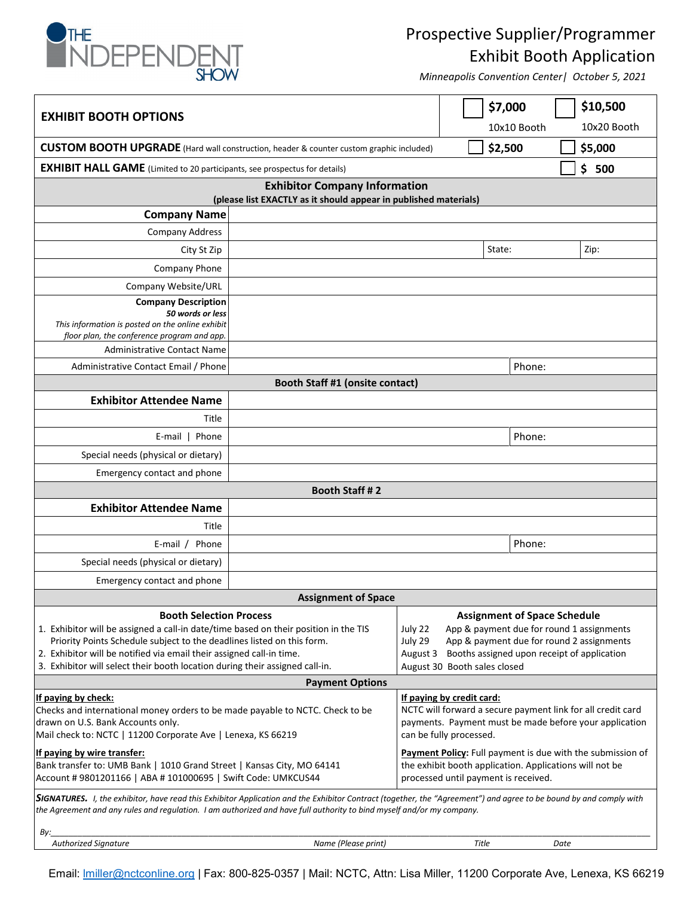THE INDEPENDENT SHOW

# Prospective Supplier/Programmer Exhibit Booth Application

*Minneapolis Convention Center| October 5, 2021*

| **EXHIBIT BOOTH OPTIONS** | ☐ **$7,000** 10x10 Booth | ☐ **$10,500** 10x20 Booth |
|---|---|---|
| **CUSTOM BOOTH UPGRADE** (Hard wall construction, header & counter custom graphic included) | ☐ **$2,500** | ☐ **$5,000** |
| **EXHIBIT HALL GAME** (Limited to 20 participants, see prospectus for details) | | ☐ **$ 500** |

## Exhibitor Company Information
**(please list EXACTLY as it should appear in published materials)**

| | | | |
|---|---|---|---|
| **Company Name** | | | |
| Company Address | | | |
| City St Zip | | State: | Zip: |
| Company Phone | | | |
| Company Website/URL | | | |
| **Company Description** *50 words or less* *This information is posted on the online exhibit floor plan, the conference program and app.* | | | |
| Administrative Contact Name | | | |
| Administrative Contact Email / Phone | | Phone: | |

## Booth Staff #1 (onsite contact)

| | | |
|---|---|---|
| **Exhibitor Attendee Name** | | |
| Title | | |
| E-mail \| Phone | | Phone: |
| Special needs (physical or dietary) | | |
| Emergency contact and phone | | |

## Booth Staff # 2

| | | |
|---|---|---|
| **Exhibitor Attendee Name** | | |
| Title | | |
| E-mail / Phone | | Phone: |
| Special needs (physical or dietary) | | |
| Emergency contact and phone | | |

## Assignment of Space

**Booth Selection Process**

1. Exhibitor will be assigned a call-in date/time based on their position in the TIS Priority Points Schedule subject to the deadlines listed on this form.
2. Exhibitor will be notified via email their assigned call-in time.
3. Exhibitor will select their booth location during their assigned call-in.

**Assignment of Space Schedule**

| | |
|---|---|
| July 22 | App & payment due for round 1 assignments |
| July 29 | App & payment due for round 2 assignments |
| August 3 | Booths assigned upon receipt of application |
| August 30 | Booth sales closed |

## Payment Options

**If paying by check:**
Checks and international money orders to be made payable to NCTC. Check to be drawn on U.S. Bank Accounts only.
Mail check to: NCTC | 11200 Corporate Ave | Lenexa, KS 66219

**If paying by wire transfer:**
Bank transfer to: UMB Bank | 1010 Grand Street | Kansas City, MO 64141
Account # 9801201166 | ABA # 101000695 | Swift Code: UMKCUS44

**If paying by credit card:**
NCTC will forward a secure payment link for all credit card payments. Payment must be made before your application can be fully processed.

**Payment Policy:** Full payment is due with the submission of the exhibit booth application. Applications will not be processed until payment is received.

***SIGNATURES.*** *I, the exhibitor, have read this Exhibitor Application and the Exhibitor Contract (together, the "Agreement") and agree to be bound by and comply with the Agreement and any rules and regulation. I am authorized and have full authority to bind myself and/or my company.*

*By:*_______________________________________________________________________________

*Authorized Signature* | *Name (Please print)* | *Title* | *Date*

Email: lmiller@nctconline.org | Fax: 800-825-0357 | Mail: NCTC, Attn: Lisa Miller, 11200 Corporate Ave, Lenexa, KS 66219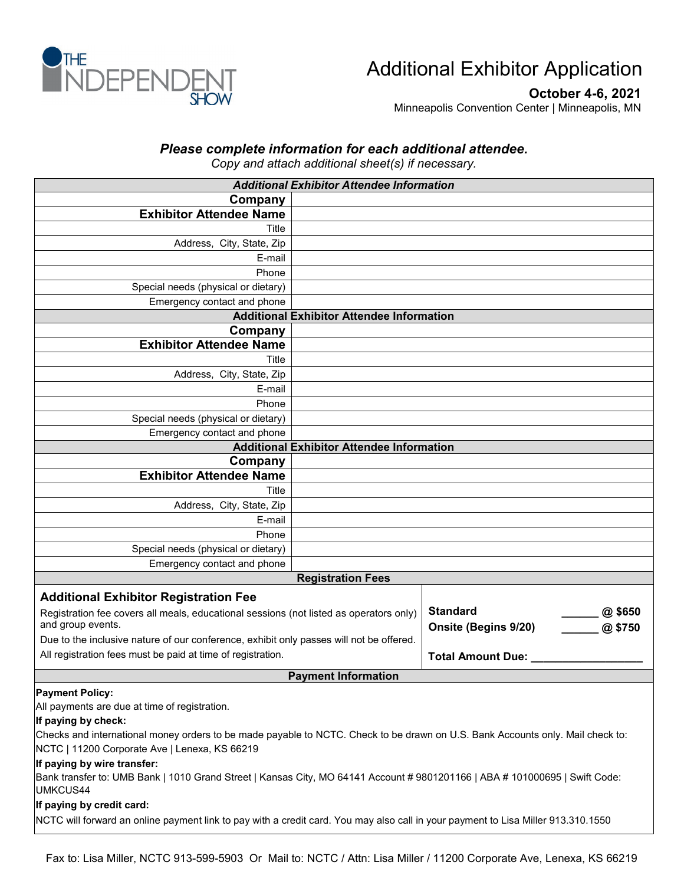THE INDEPENDENT SHOW

# Additional Exhibitor Application

**October 4-6, 2021**
Minneapolis Convention Center | Minneapolis, MN

***Please complete information for each additional attendee.***
*Copy and attach additional sheet(s) if necessary.*

| ***Additional Exhibitor Attendee Information*** | |
|---|---|
| **Company** | |
| **Exhibitor Attendee Name** | |
| Title | |
| Address, City, State, Zip | |
| E-mail | |
| Phone | |
| Special needs (physical or dietary) | |
| Emergency contact and phone | |
| **Additional Exhibitor Attendee Information** | |
| **Company** | |
| **Exhibitor Attendee Name** | |
| Title | |
| Address, City, State, Zip | |
| E-mail | |
| Phone | |
| Special needs (physical or dietary) | |
| Emergency contact and phone | |
| **Additional Exhibitor Attendee Information** | |
| **Company** | |
| **Exhibitor Attendee Name** | |
| Title | |
| Address, City, State, Zip | |
| E-mail | |
| Phone | |
| Special needs (physical or dietary) | |
| Emergency contact and phone | |

## Registration Fees

### Additional Exhibitor Registration Fee

Registration fee covers all meals, educational sessions (not listed as operators only) and group events.

Due to the inclusive nature of our conference, exhibit only passes will not be offered.

All registration fees must be paid at time of registration.

**Standard** ______ **@ $650**

**Onsite (Begins 9/20)** ______ **@ $750**

**Total Amount Due:** __________________

## Payment Information

**Payment Policy:**

All payments are due at time of registration.

**If paying by check:**

Checks and international money orders to be made payable to NCTC. Check to be drawn on U.S. Bank Accounts only. Mail check to: NCTC | 11200 Corporate Ave | Lenexa, KS 66219

**If paying by wire transfer:**

Bank transfer to: UMB Bank | 1010 Grand Street | Kansas City, MO 64141 Account # 9801201166 | ABA # 101000695 | Swift Code: UMKCUS44

**If paying by credit card:**

NCTC will forward an online payment link to pay with a credit card. You may also call in your payment to Lisa Miller 913.310.1550

Fax to: Lisa Miller, NCTC 913-599-5903 Or Mail to: NCTC / Attn: Lisa Miller / 11200 Corporate Ave, Lenexa, KS 66219